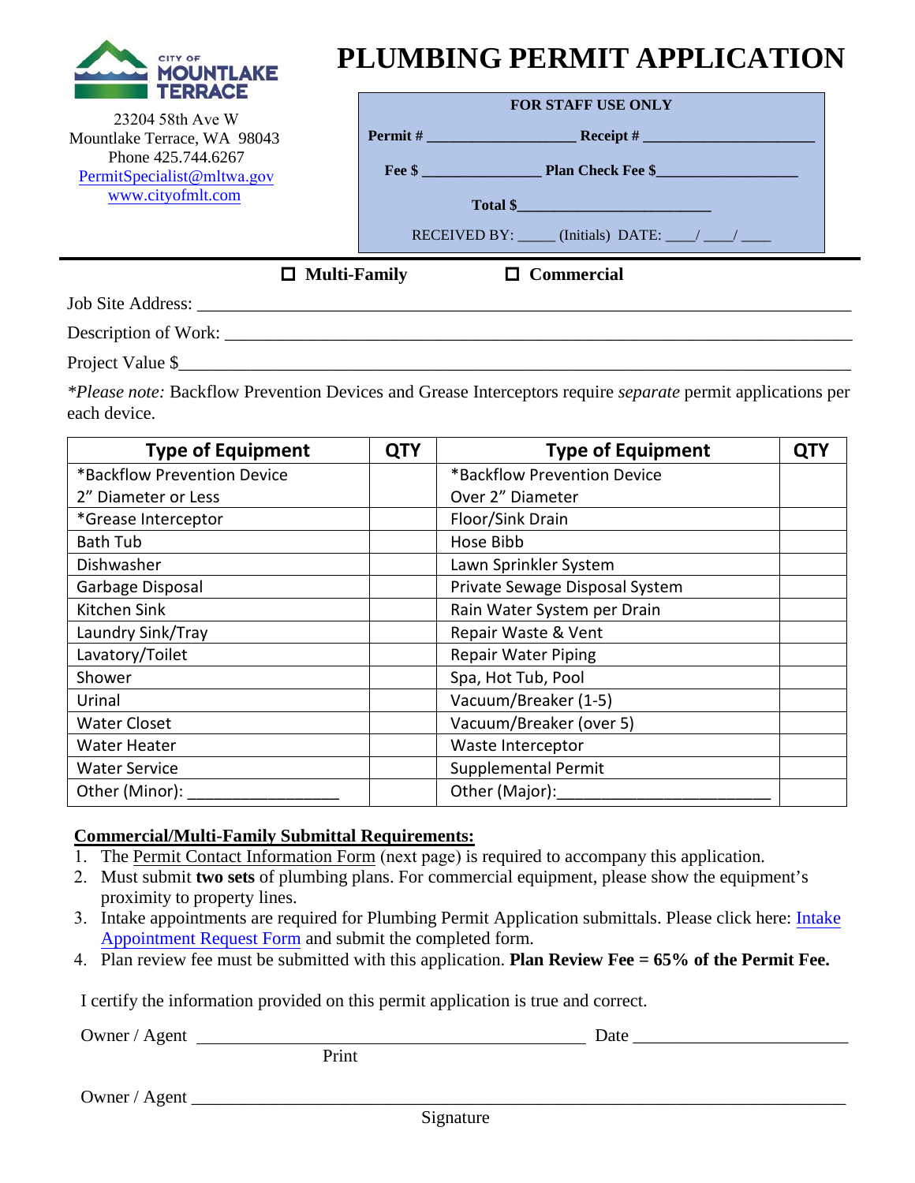CITY OF MOUNTLAKE TERRACE

23204 58th Ave W
Mountlake Terrace, WA 98043
Phone 425.744.6267
PermitSpecialist@mltwa.gov
www.cityofmlt.com

# PLUMBING PERMIT APPLICATION

**FOR STAFF USE ONLY**

**Permit #** ___________________ **Receipt #** ______________________

**Fee $** _______________ **Plan Check Fee $**___________________

**Total $**_________________________

RECEIVED BY: _____ (Initials) DATE: ____/ ____/ ____

☐ **Multi-Family** ☐ **Commercial**

Job Site Address: ___________________________________________________________________

Description of Work: _______________________________________________________________

Project Value $______________________________________________________________________

*\*Please note:* Backflow Prevention Devices and Grease Interceptors require *separate* permit applications per each device.

| Type of Equipment | QTY | Type of Equipment | QTY |
|---|---|---|---|
| *Backflow Prevention Device 2" Diameter or Less | | *Backflow Prevention Device Over 2" Diameter | |
| *Grease Interceptor | | Floor/Sink Drain | |
| Bath Tub | | Hose Bibb | |
| Dishwasher | | Lawn Sprinkler System | |
| Garbage Disposal | | Private Sewage Disposal System | |
| Kitchen Sink | | Rain Water System per Drain | |
| Laundry Sink/Tray | | Repair Waste & Vent | |
| Lavatory/Toilet | | Repair Water Piping | |
| Shower | | Spa, Hot Tub, Pool | |
| Urinal | | Vacuum/Breaker (1-5) | |
| Water Closet | | Vacuum/Breaker (over 5) | |
| Water Heater | | Waste Interceptor | |
| Water Service | | Supplemental Permit | |
| Other (Minor): _________________ | | Other (Major):________________________ | |

**Commercial/Multi-Family Submittal Requirements:**

1. The Permit Contact Information Form (next page) is required to accompany this application.
2. Must submit **two sets** of plumbing plans. For commercial equipment, please show the equipment's proximity to property lines.
3. Intake appointments are required for Plumbing Permit Application submittals. Please click here: Intake Appointment Request Form and submit the completed form.
4. Plan review fee must be submitted with this application. **Plan Review Fee = 65% of the Permit Fee.**

I certify the information provided on this permit application is true and correct.

Owner / Agent ____________________________________________ Date _______________________
Print

Owner / Agent ___________________________________________________________________________
Signature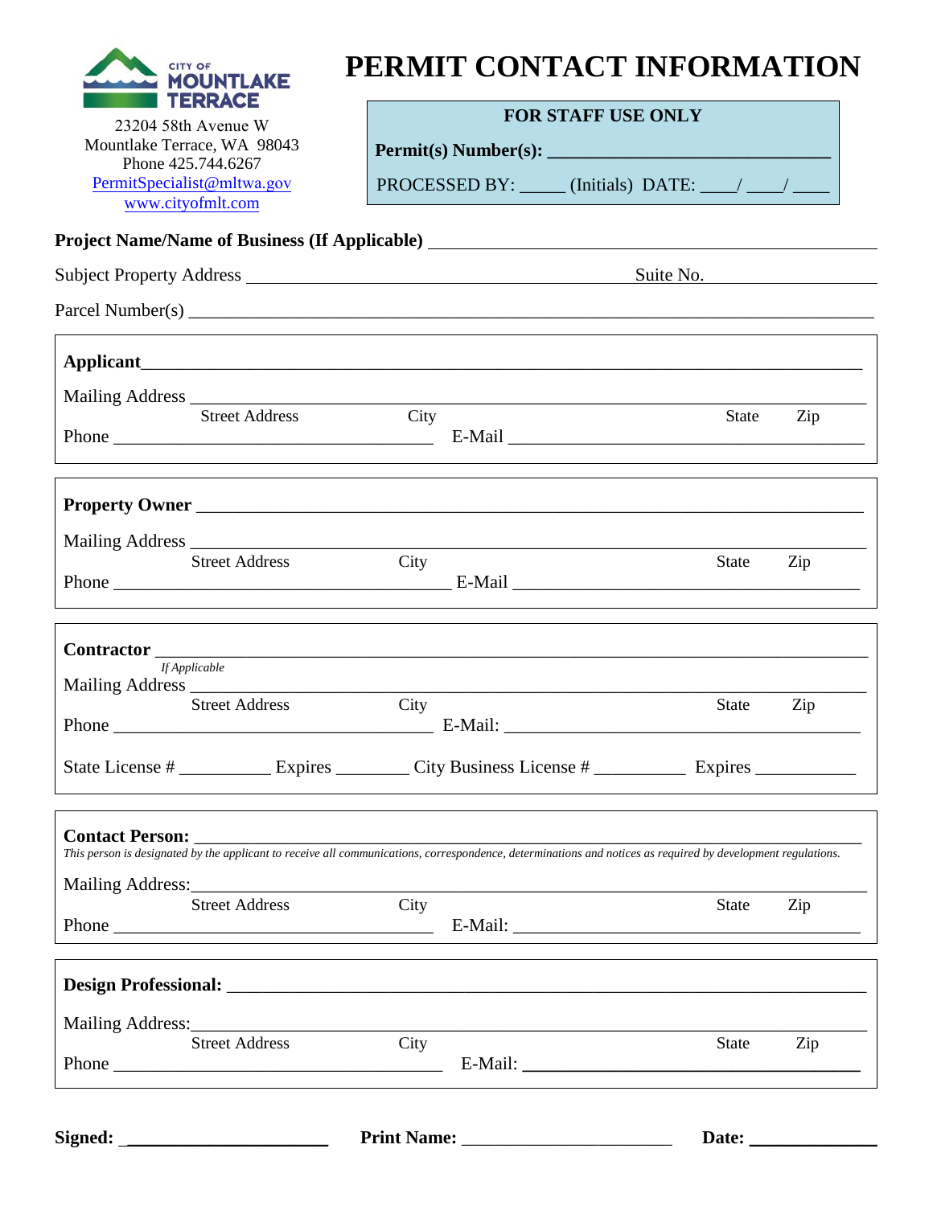CITY OF MOUNTLAKE TERRACE

23204 58th Avenue W
Mountlake Terrace, WA 98043
Phone 425.744.6267
PermitSpecialist@mltwa.gov
www.cityofmlt.com

# PERMIT CONTACT INFORMATION

**FOR STAFF USE ONLY**

**Permit(s) Number(s):** ______________________________

PROCESSED BY: _____ (Initials) DATE: ____/ ____/ ____

**Project Name/Name of Business (If Applicable)** ______________________________

Subject Property Address ______________________________ Suite No. ____________

Parcel Number(s) ______________________________

---

**Applicant**______________________________

Mailing Address ______________________________
Street Address City State Zip

Phone ______________________________ E-Mail ______________________________

---

**Property Owner** ______________________________

Mailing Address ______________________________
Street Address City State Zip

Phone ______________________________ E-Mail ______________________________

---

**Contractor** ______________________________
*If Applicable*

Mailing Address ______________________________
Street Address City State Zip

Phone ______________________________ E-Mail: ______________________________

State License # __________ Expires ________ City Business License # __________ Expires ___________

---

**Contact Person:** ______________________________

*This person is designated by the applicant to receive all communications, correspondence, determinations and notices as required by development regulations.*

Mailing Address:______________________________
Street Address City State Zip

Phone ______________________________ E-Mail: ______________________________

---

**Design Professional:** ______________________________

Mailing Address:______________________________
Street Address City State Zip

Phone ______________________________ E-Mail: ______________________________

---

**Signed:** ______________________ **Print Name:** ______________________ **Date:** ______________